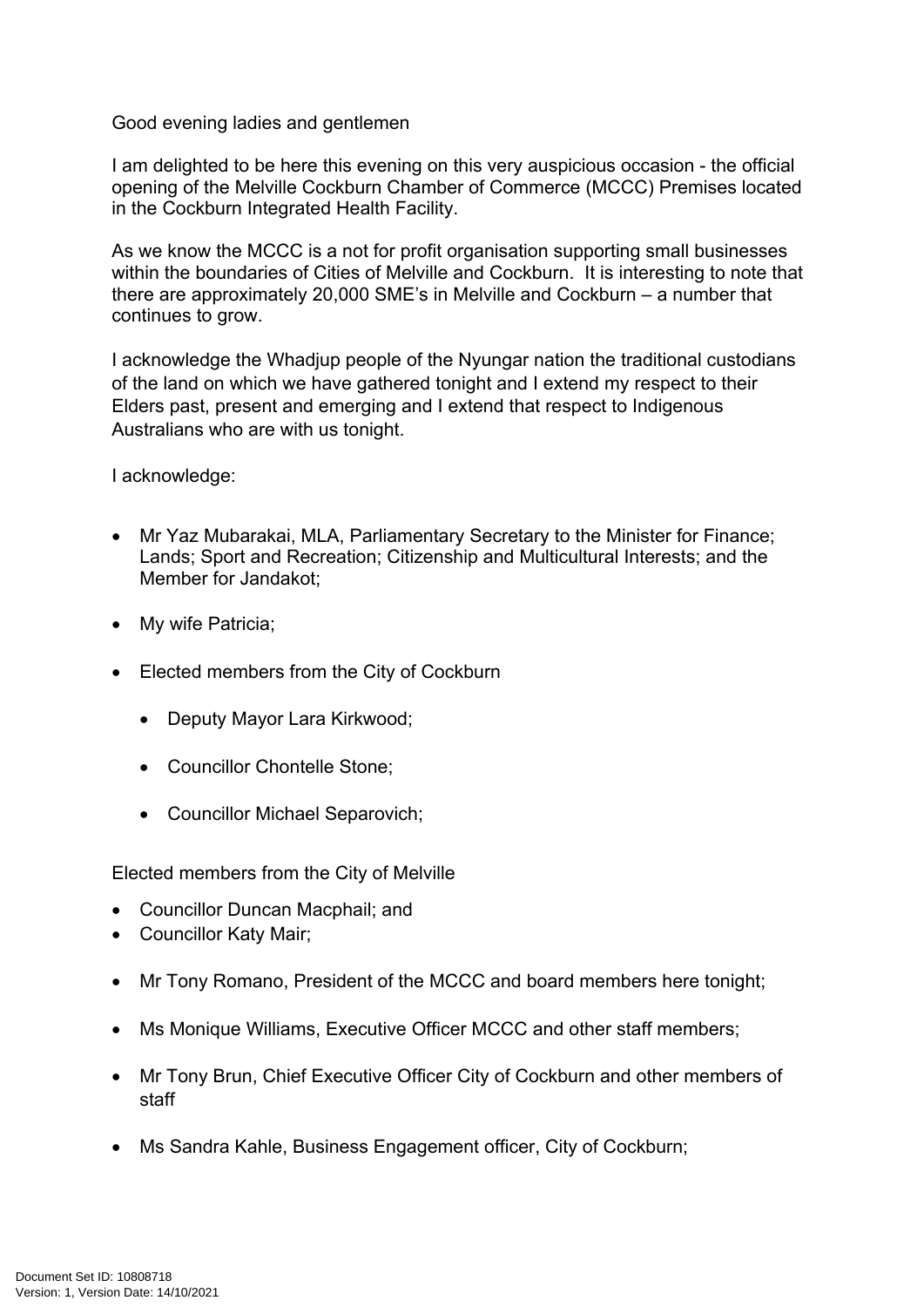Good evening ladies and gentlemen

I am delighted to be here this evening on this very auspicious occasion - the official opening of the Melville Cockburn Chamber of Commerce (MCCC) Premises located in the Cockburn Integrated Health Facility.

As we know the MCCC is a not for profit organisation supporting small businesses within the boundaries of Cities of Melville and Cockburn. It is interesting to note that there are approximately 20,000 SME's in Melville and Cockburn – a number that continues to grow.

I acknowledge the Whadjup people of the Nyungar nation the traditional custodians of the land on which we have gathered tonight and I extend my respect to their Elders past, present and emerging and I extend that respect to Indigenous Australians who are with us tonight.

I acknowledge:

- Mr Yaz Mubarakai, MLA, Parliamentary Secretary to the Minister for Finance; Lands; Sport and Recreation; Citizenship and Multicultural Interests; and the Member for Jandakot;
- My wife Patricia;
- Elected members from the City of Cockburn
  - Deputy Mayor Lara Kirkwood;
  - Councillor Chontelle Stone;
  - Councillor Michael Separovich;

Elected members from the City of Melville

- Councillor Duncan Macphail; and
- Councillor Katy Mair;
- Mr Tony Romano, President of the MCCC and board members here tonight;
- Ms Monique Williams, Executive Officer MCCC and other staff members;
- Mr Tony Brun, Chief Executive Officer City of Cockburn and other members of staff
- Ms Sandra Kahle, Business Engagement officer, City of Cockburn;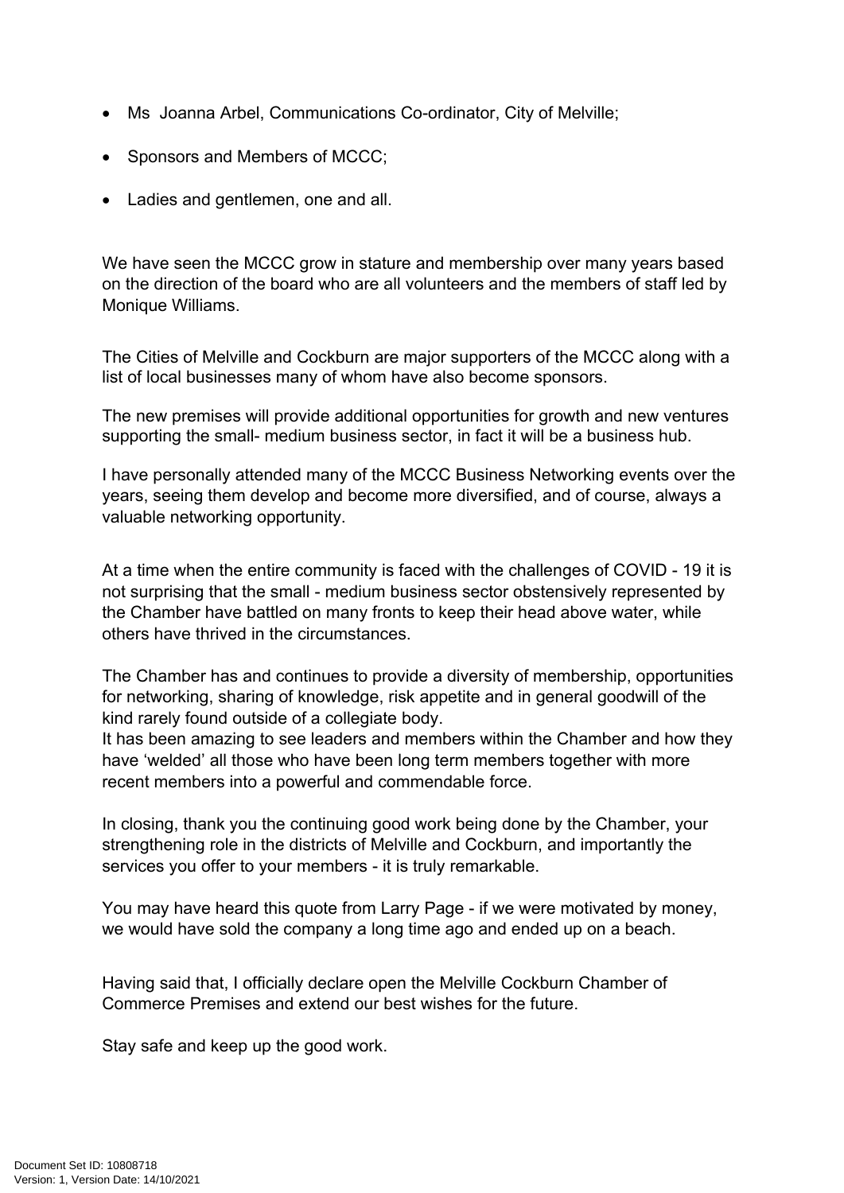- Ms  Joanna Arbel, Communications Co-ordinator, City of Melville;
- Sponsors and Members of MCCC;
- Ladies and gentlemen, one and all.

We have seen the MCCC grow in stature and membership over many years based on the direction of the board who are all volunteers and the members of staff led by Monique Williams.

The Cities of Melville and Cockburn are major supporters of the MCCC along with a list of local businesses many of whom have also become sponsors.

The new premises will provide additional opportunities for growth and new ventures supporting the small- medium business sector, in fact it will be a business hub.

I have personally attended many of the MCCC Business Networking events over the years, seeing them develop and become more diversified, and of course, always a valuable networking opportunity.

At a time when the entire community is faced with the challenges of COVID - 19 it is not surprising that the small - medium business sector obstensively represented by the Chamber have battled on many fronts to keep their head above water, while others have thrived in the circumstances.

The Chamber has and continues to provide a diversity of membership, opportunities for networking, sharing of knowledge, risk appetite and in general goodwill of the kind rarely found outside of a collegiate body.
It has been amazing to see leaders and members within the Chamber and how they have 'welded' all those who have been long term members together with more recent members into a powerful and commendable force.

In closing, thank you the continuing good work being done by the Chamber, your strengthening role in the districts of Melville and Cockburn, and importantly the services you offer to your members - it is truly remarkable.

You may have heard this quote from Larry Page - if we were motivated by money, we would have sold the company a long time ago and ended up on a beach.

Having said that, I officially declare open the Melville Cockburn Chamber of Commerce Premises and extend our best wishes for the future.

Stay safe and keep up the good work.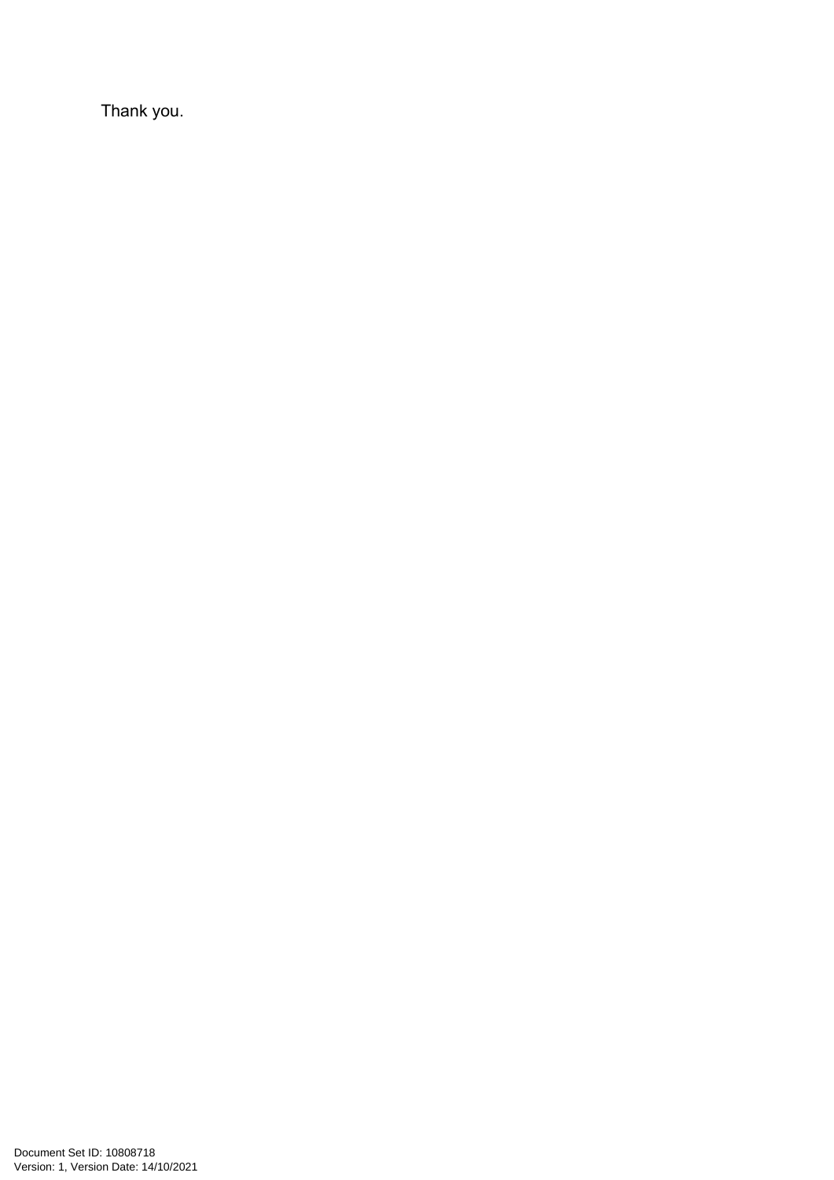Thank you.